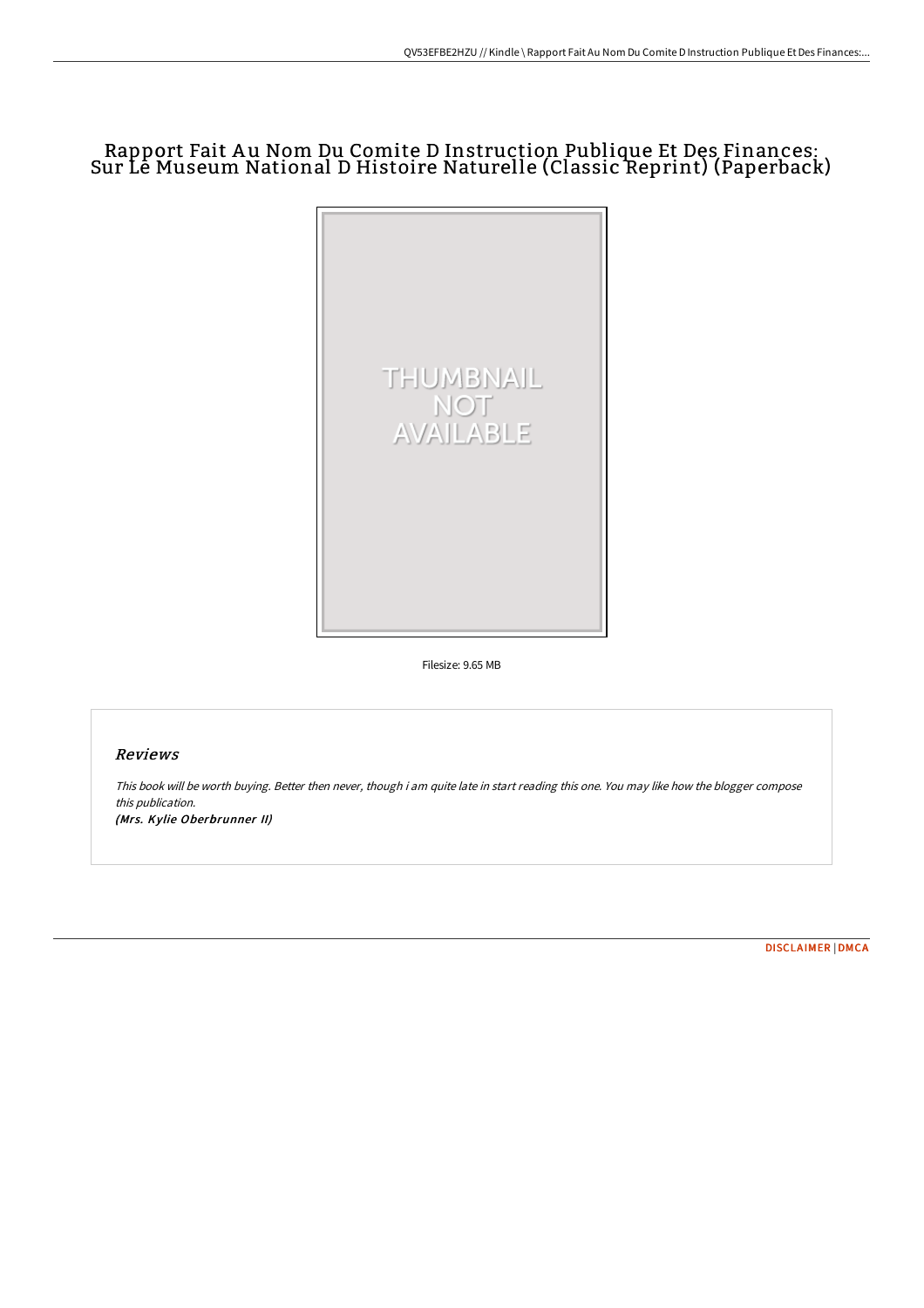# Rapport Fait Au Nom Du Comite D Instruction Publique Et Des Finances: Sur Le Museum National D Histoire Naturelle (Classic Reprint) (Paperback)

THUMBNAIL NOT AVAILABLE

Filesize: 9.65 MB

## Reviews

*This book will be worth buying. Better then never, though i am quite late in start reading this one. You may like how the blogger compose this publication.*

*(Mrs. Kylie Oberbrunner II)*

DISCLAIMER | DMCA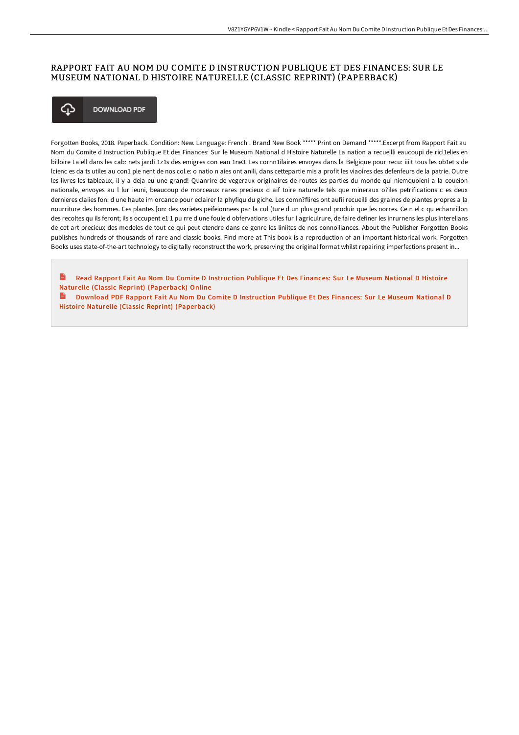# RAPPORT FAIT AU NOM DU COMITE D INSTRUCTION PUBLIQUE ET DES FINANCES: SUR LE MUSEUM NATIONAL D HISTOIRE NATURELLE (CLASSIC REPRINT) (PAPERBACK)

DOWNLOAD PDF

Forgotten Books, 2018. Paperback. Condition: New. Language: French . Brand New Book ***** Print on Demand *****.Excerpt from Rapport Fait au Nom du Comite d Instruction Publique Et des Finances: Sur le Museum National d Histoire Naturelle La nation a recueilli eaucoupi de ricl1elies en billoire Laiell dans les cab: nets jardi 1z1s des emigres con ean 1ne3. Les cornn1ilaires envoyes dans la Belgique pour recu: iiiit tous les ob1et s de lcienc es da ts utiles au con1 ple nent de nos col.e: o natio n aies ont anili, dans cettepartie mis a profit les viaoires des defenfeurs de la patrie. Outre les livres les tableaux, il y a deja eu une grand! Quanrire de vegeraux originaires de routes les parties du monde qui niemquoieni a la coueion nationale, envoyes au l lur ieuni, beaucoup de morceaux rares precieux d aif toire naturelle tels que mineraux o?iles petrifications c es deux dernieres claiies fon: d une haute im orcance pour eclairer la phyfiqu du giche. Les comn?flires ont aufii recueilli des graines de plantes propres a la nourriture des hommes. Ces plantes [on: des varietes peifeionnees par la cul (ture d un plus grand produir que les norres. Ce n el c qu echanrillon des recoltes qu ils feront; ils s occupent e1 1 pu rre d une foule d obfervations utiles fur l agriculrure, de faire definer les inrurnens les plus interelians de cet art precieux des modeles de tout ce qui peut etendre dans ce genre les liniites de nos connoiliances. About the Publisher Forgotten Books publishes hundreds of thousands of rare and classic books. Find more at This book is a reproduction of an important historical work. Forgotten Books uses state-of-the-art technology to digitally reconstruct the work, preserving the original format whilst repairing imperfections present in...

Read Rapport Fait Au Nom Du Comite D Instruction Publique Et Des Finances: Sur Le Museum National D Histoire Naturelle (Classic Reprint) (Paperback) Online

Download PDF Rapport Fait Au Nom Du Comite D Instruction Publique Et Des Finances: Sur Le Museum National D Histoire Naturelle (Classic Reprint) (Paperback)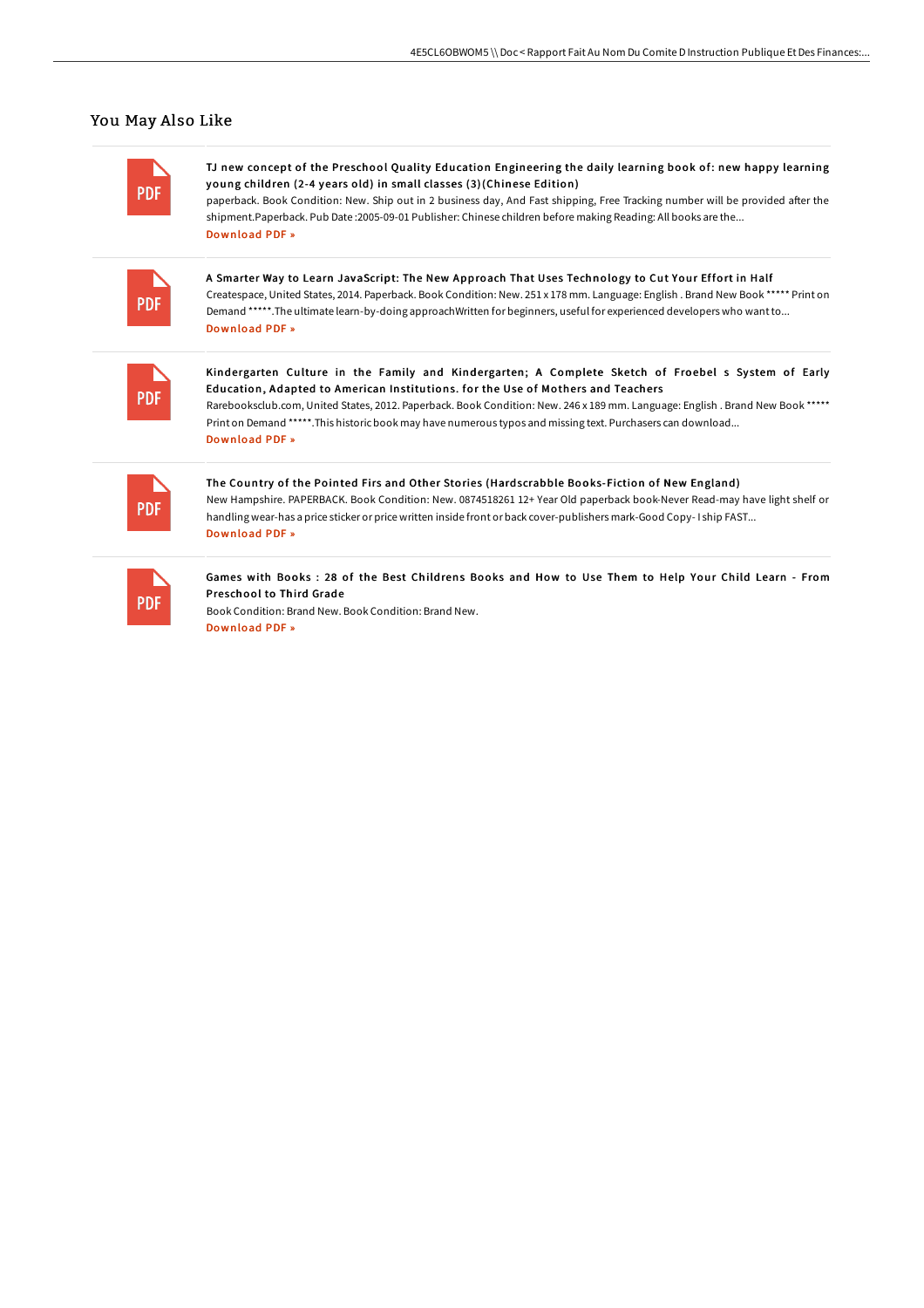## You May Also Like

**TJ new concept of the Preschool Quality Education Engineering the daily learning book of: new happy learning young children (2-4 years old) in small classes (3)(Chinese Edition)**

paperback. Book Condition: New. Ship out in 2 business day, And Fast shipping, Free Tracking number will be provided after the shipment.Paperback. Pub Date :2005-09-01 Publisher: Chinese children before making Reading: All books are the...

Download PDF »

**A Smarter Way to Learn JavaScript: The New Approach That Uses Technology to Cut Your Effort in Half**

Createspace, United States, 2014. Paperback. Book Condition: New. 251 x 178 mm. Language: English . Brand New Book ***** Print on Demand *****.The ultimate learn-by-doing approachWritten for beginners, useful for experienced developers who want to...

Download PDF »

**Kindergarten Culture in the Family and Kindergarten; A Complete Sketch of Froebel s System of Early Education, Adapted to American Institutions. for the Use of Mothers and Teachers**

Rarebooksclub.com, United States, 2012. Paperback. Book Condition: New. 246 x 189 mm. Language: English . Brand New Book ***** Print on Demand *****.This historic book may have numerous typos and missing text. Purchasers can download...

Download PDF »

**The Country of the Pointed Firs and Other Stories (Hardscrabble Books-Fiction of New England)**

New Hampshire. PAPERBACK. Book Condition: New. 0874518261 12+ Year Old paperback book-Never Read-may have light shelf or handling wear-has a price sticker or price written inside front or back cover-publishers mark-Good Copy- I ship FAST...

Download PDF »

**Games with Books : 28 of the Best Childrens Books and How to Use Them to Help Your Child Learn - From Preschool to Third Grade**

Book Condition: Brand New. Book Condition: Brand New.

Download PDF »